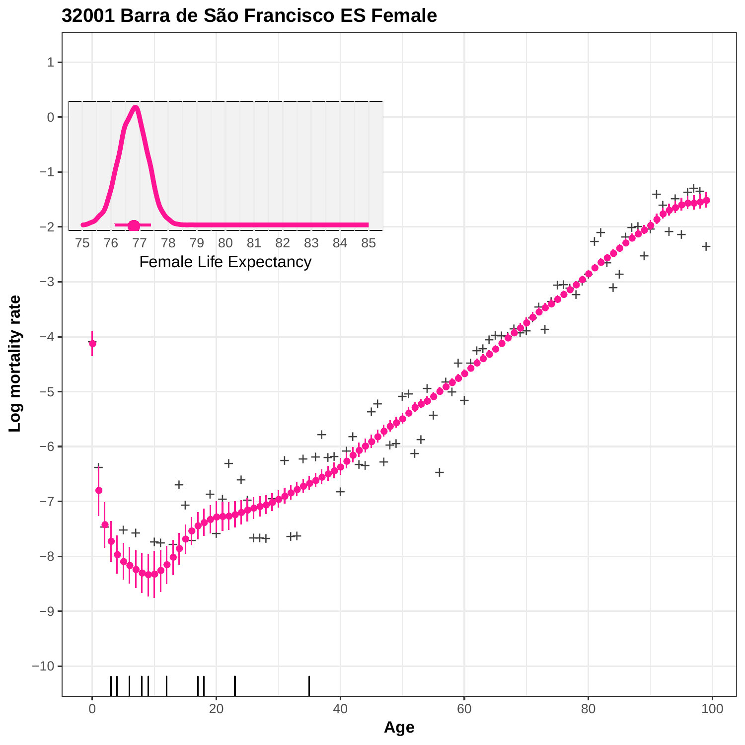# 32001 Barra de São Francisco ES Female

Female Life Expectancy

Log mortality rate

Age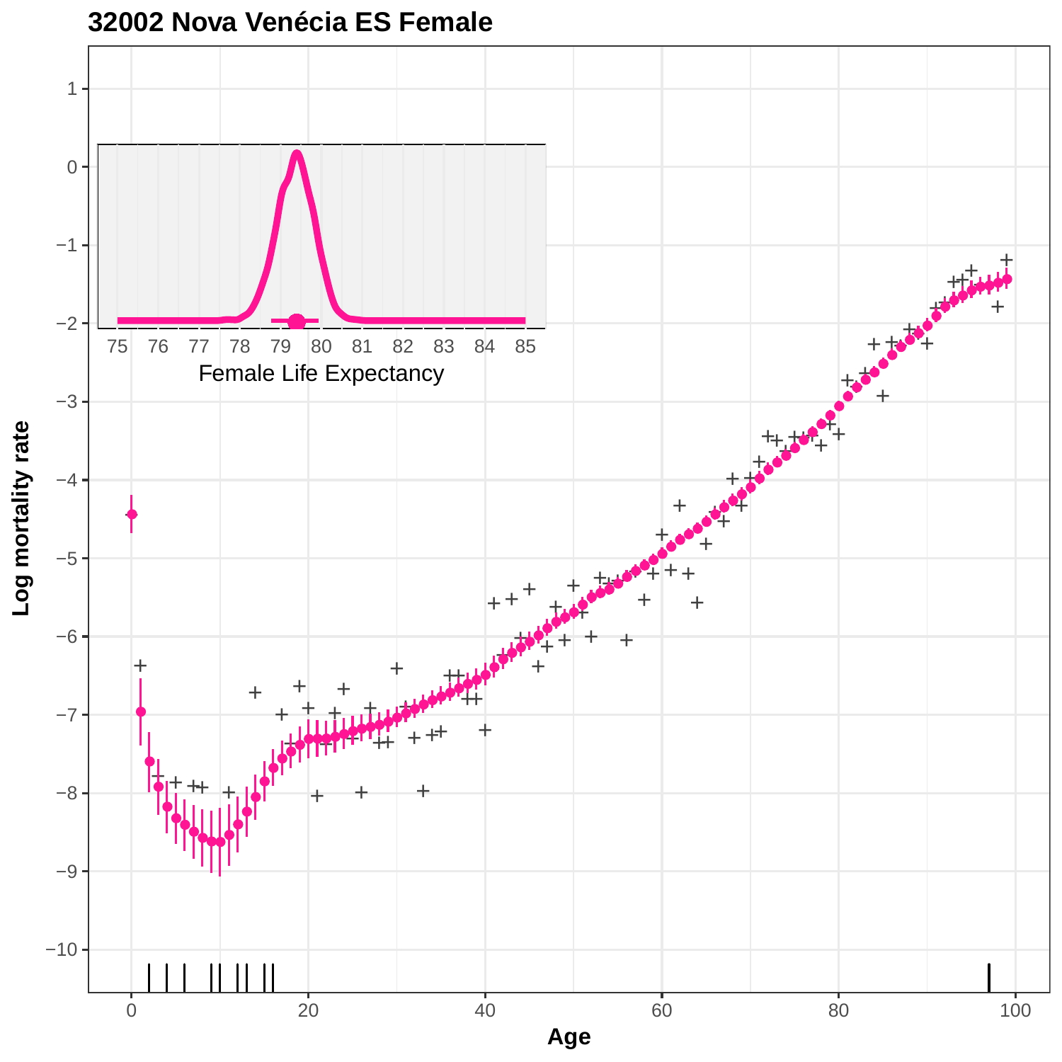# 32002 Nova Venécia ES Female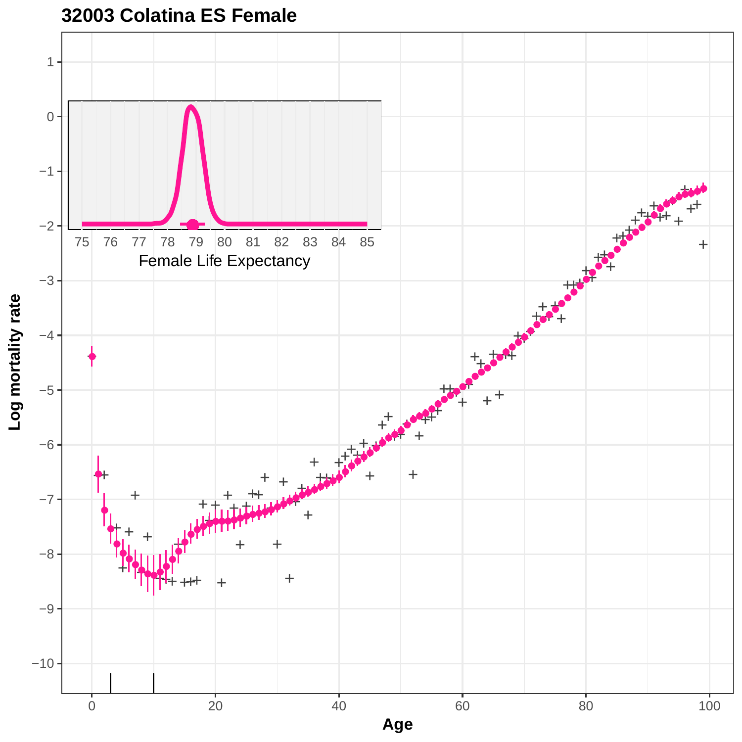# 32003 Colatina ES Female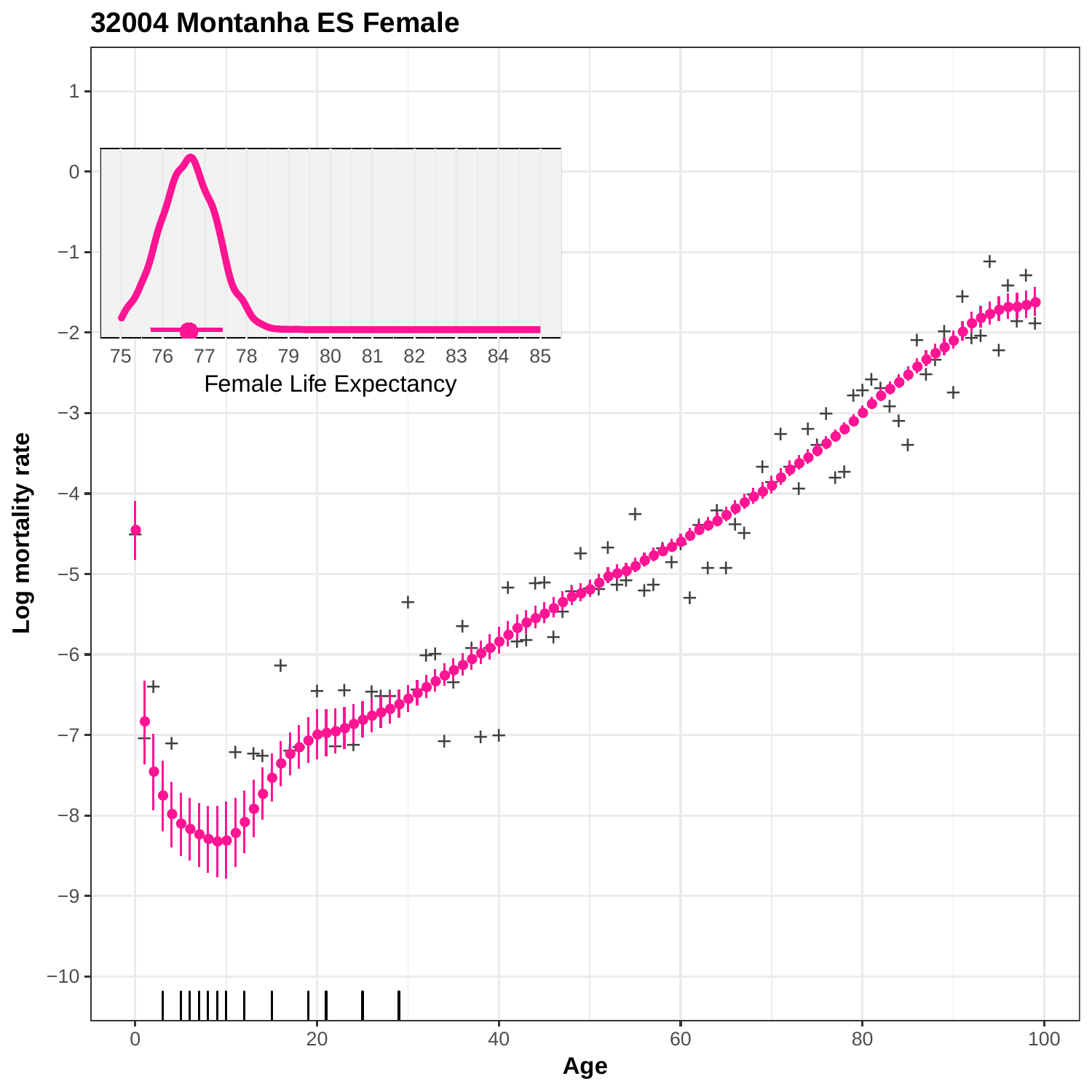# 32004 Montanha ES Female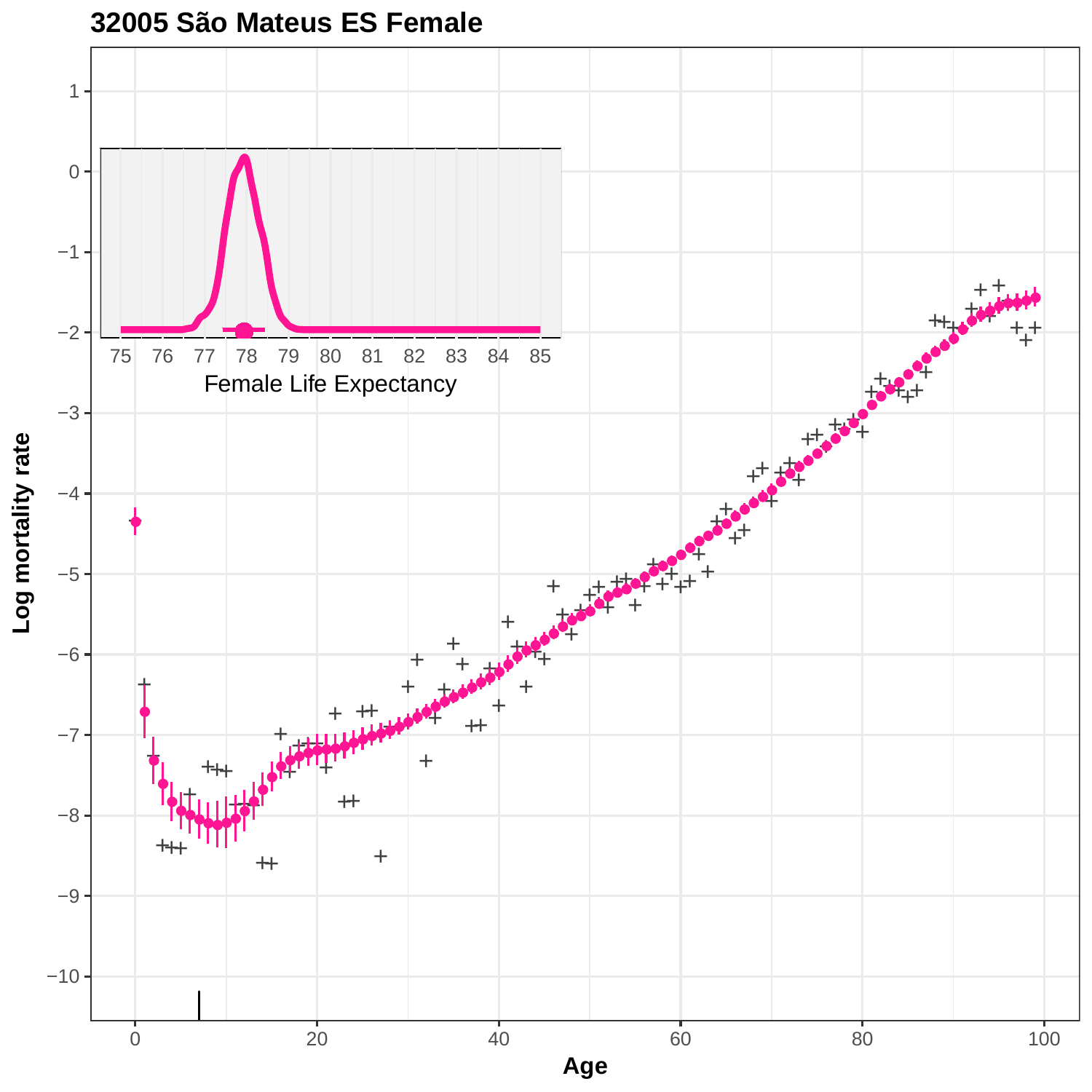# 32005 São Mateus ES Female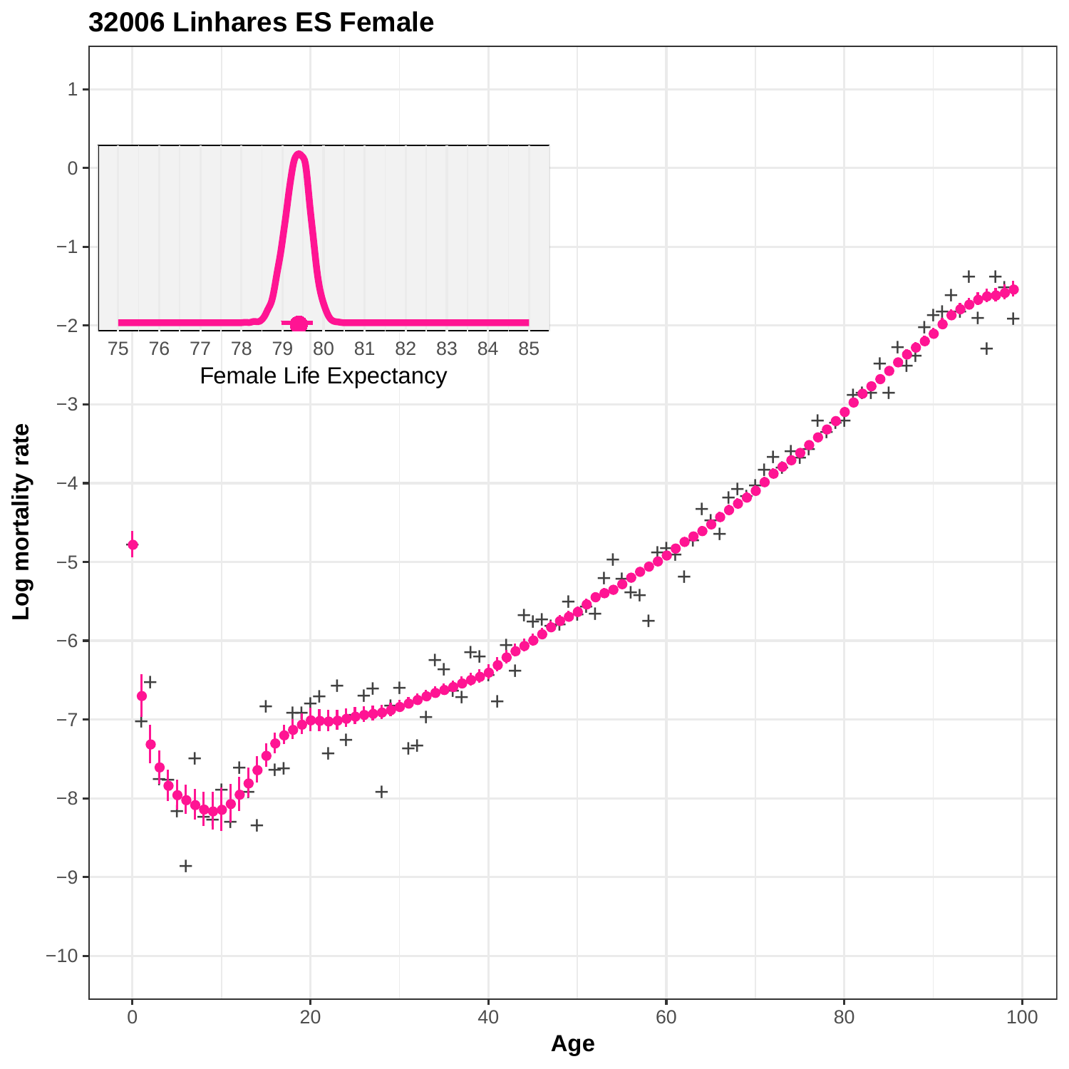**32006 Linhares ES Female**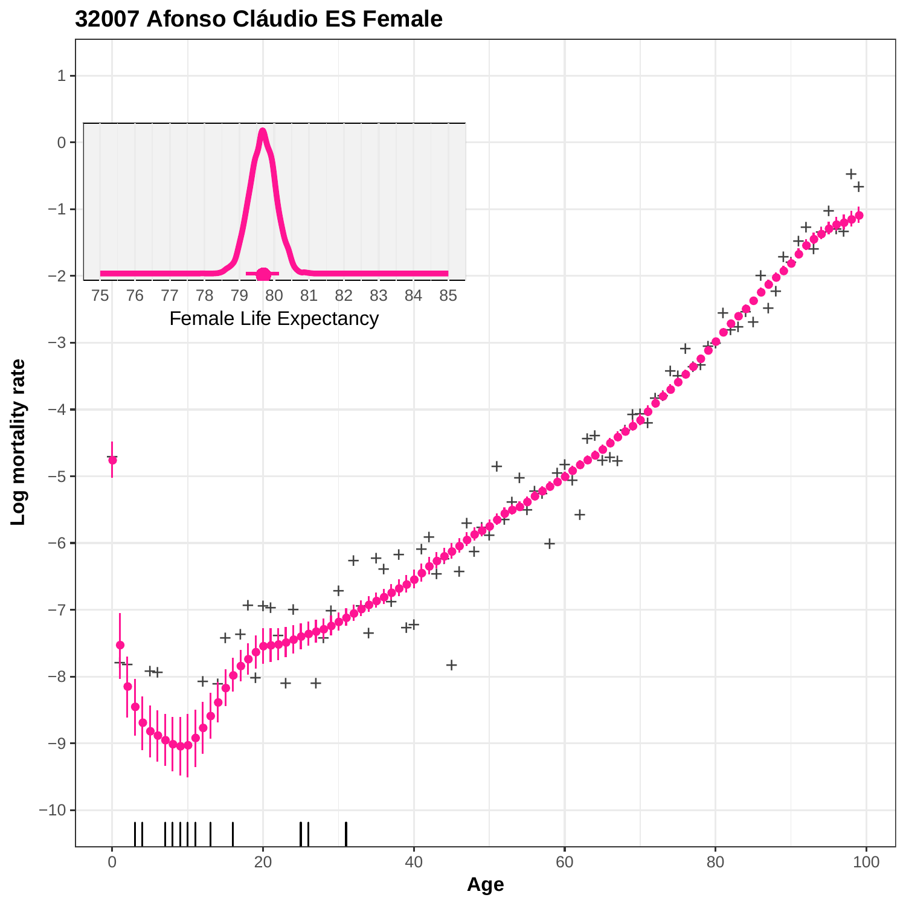# 32007 Afonso Cláudio ES Female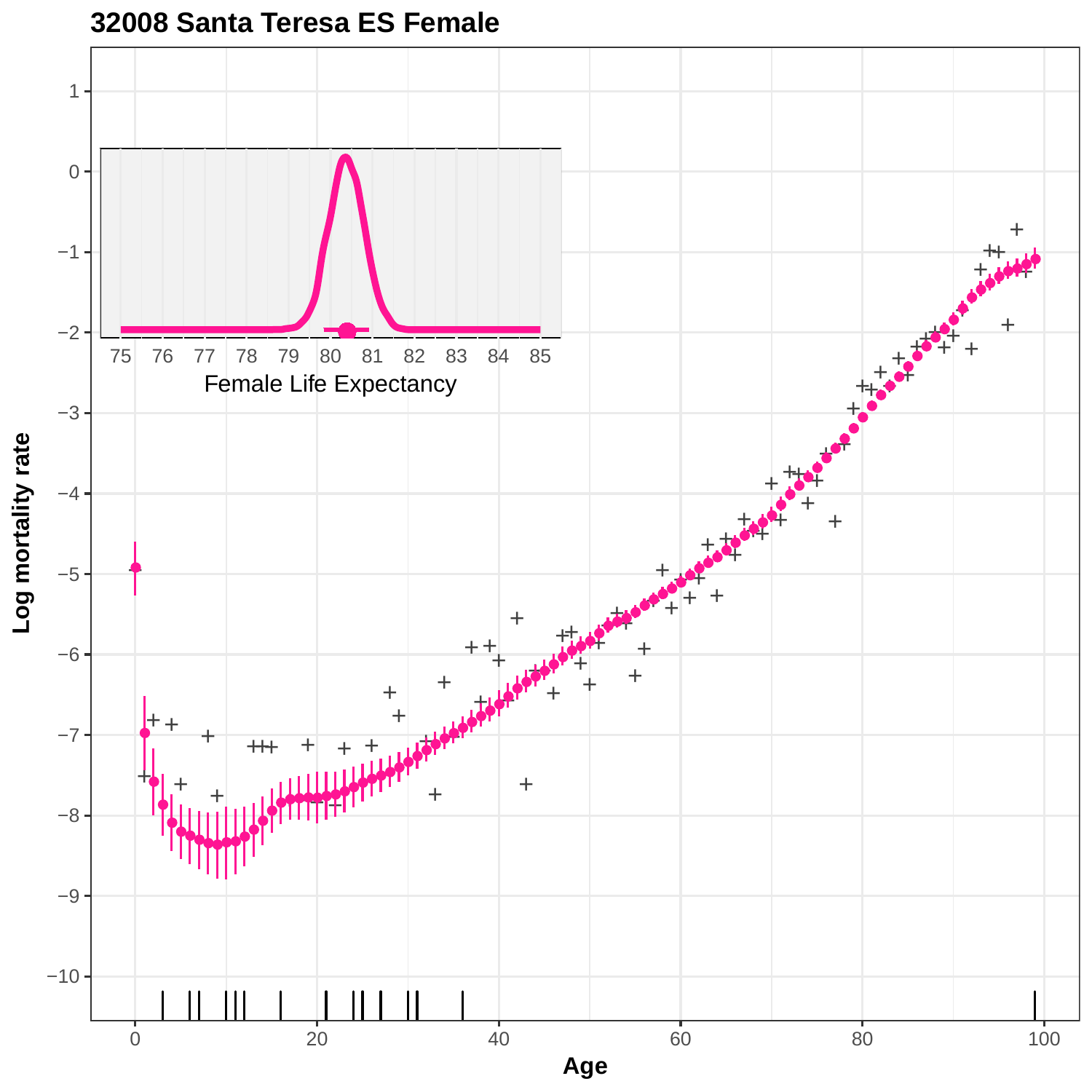# 32008 Santa Teresa ES Female

Log mortality rate

Age

Female Life Expectancy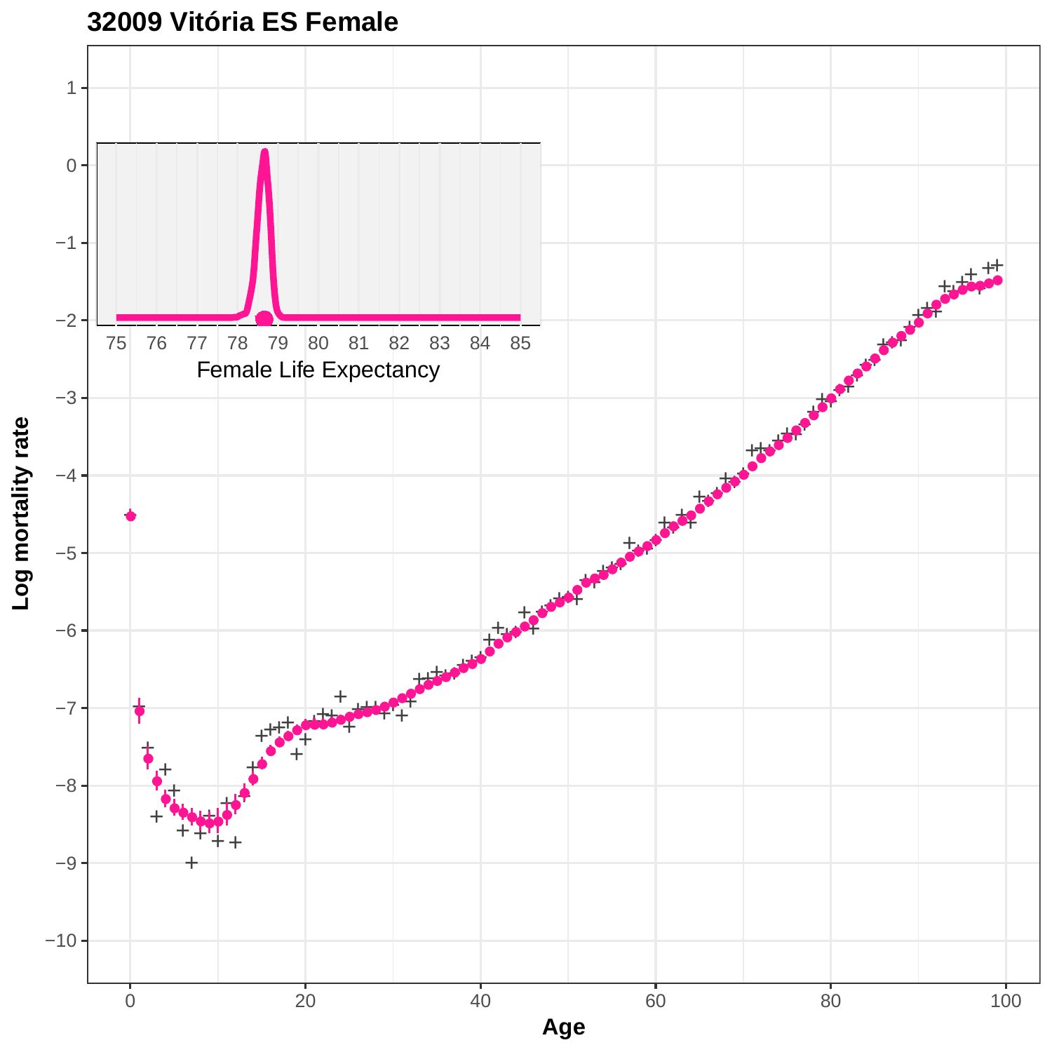# 32009 Vitória ES Female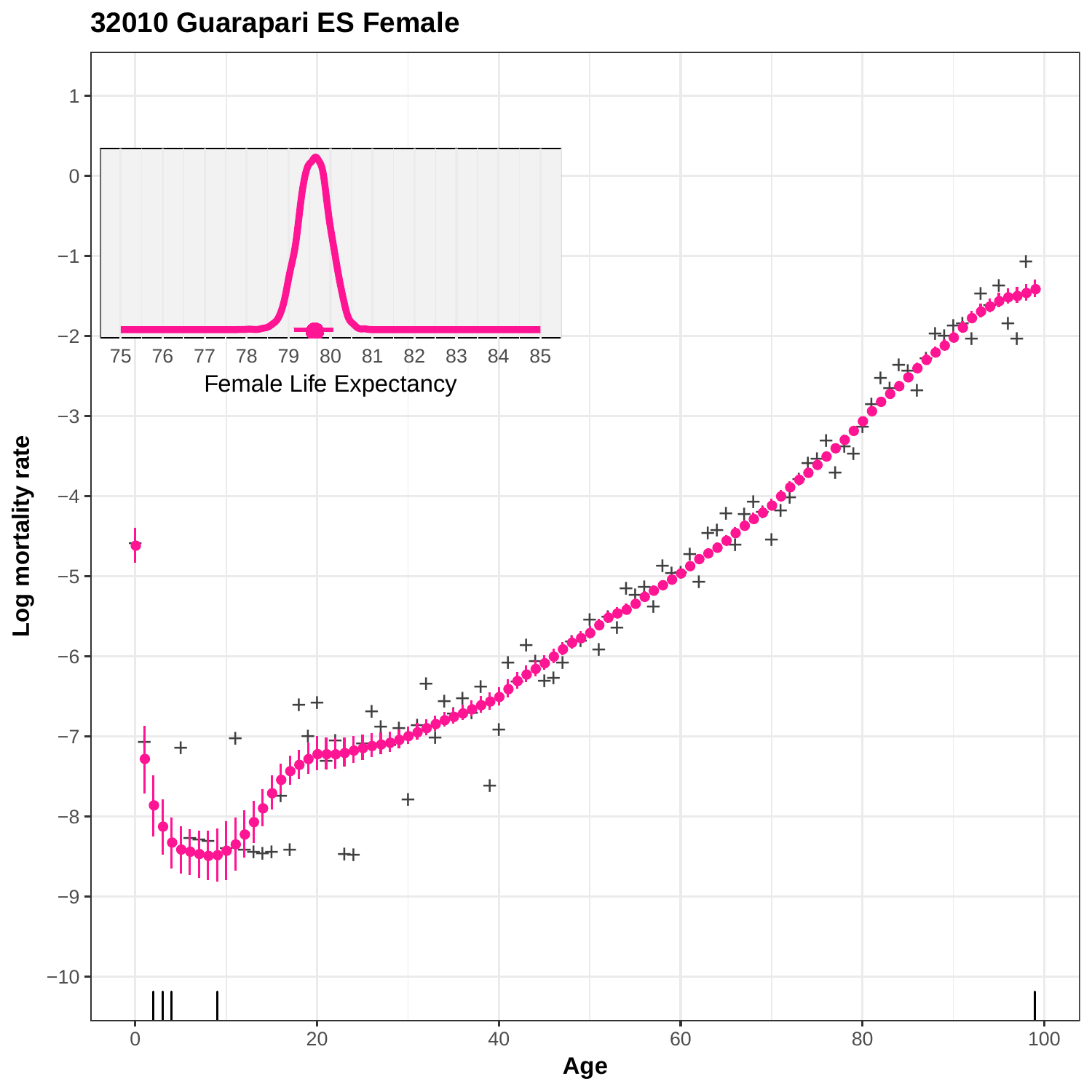# 32010 Guarapari ES Female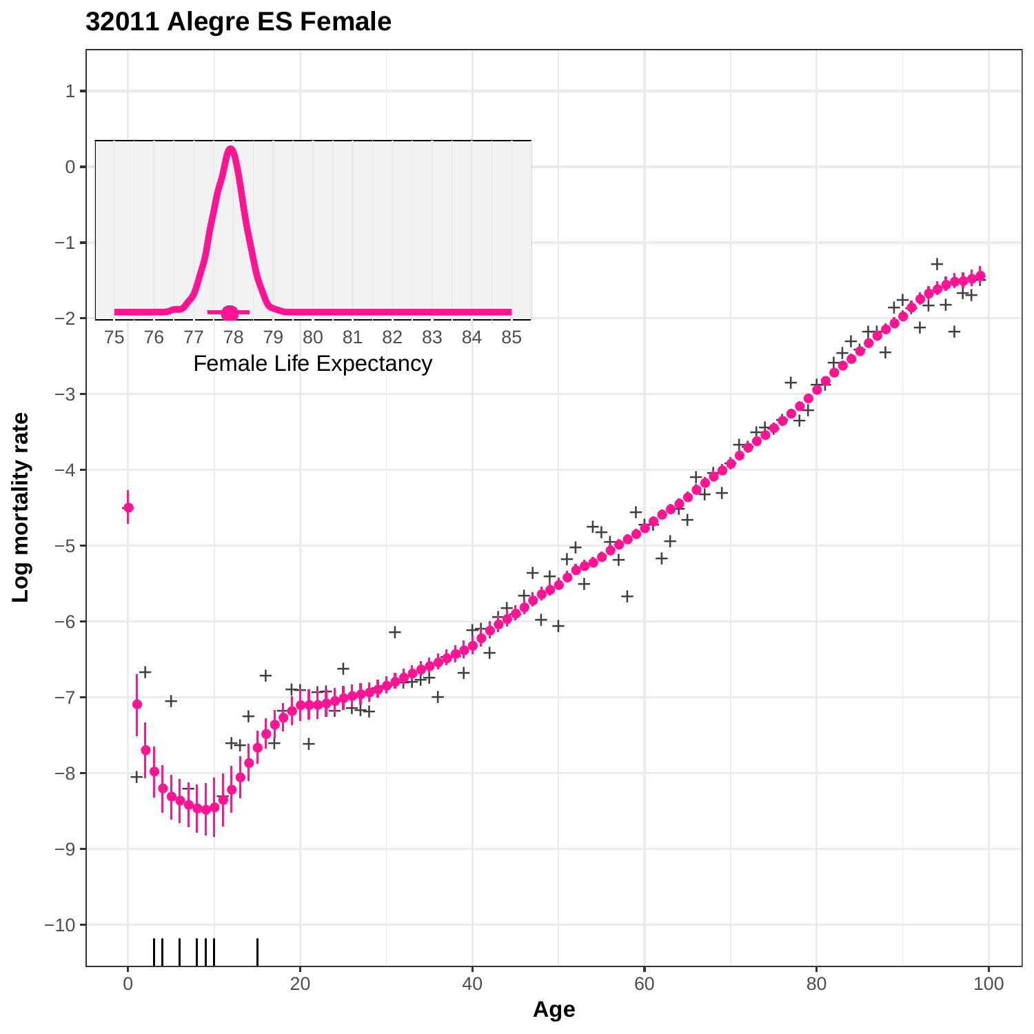**32011 Alegre ES Female**

Female Life Expectancy

Log mortality rate

Age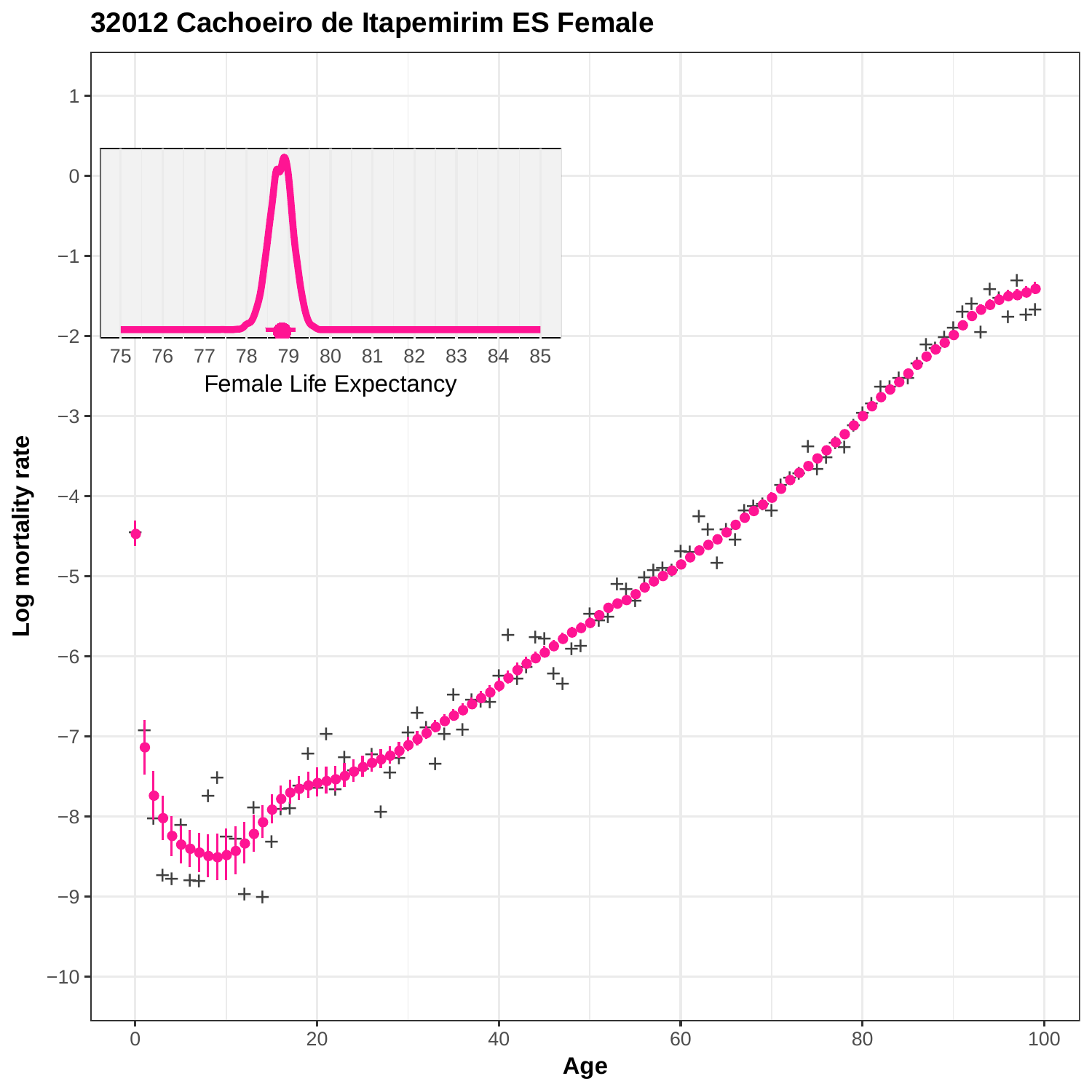# 32012 Cachoeiro de Itapemirim ES Female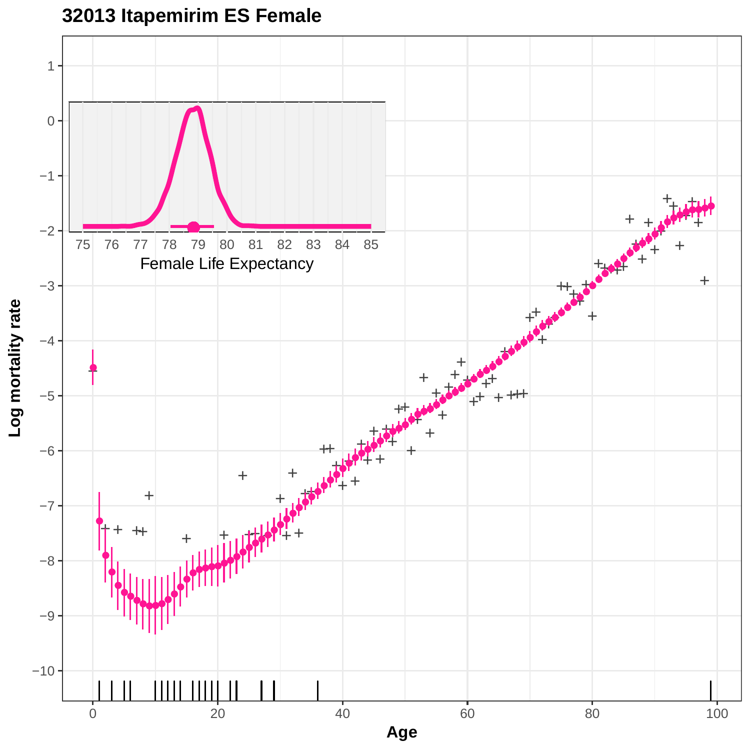**32013 Itapemirim ES Female**

Female Life Expectancy

75 76 77 78 79 80 81 82 83 84 85

Log mortality rate

1
0
−1
−2
−3
−4
−5
−6
−7
−8
−9
−10

0 20 40 60 80 100

**Age**